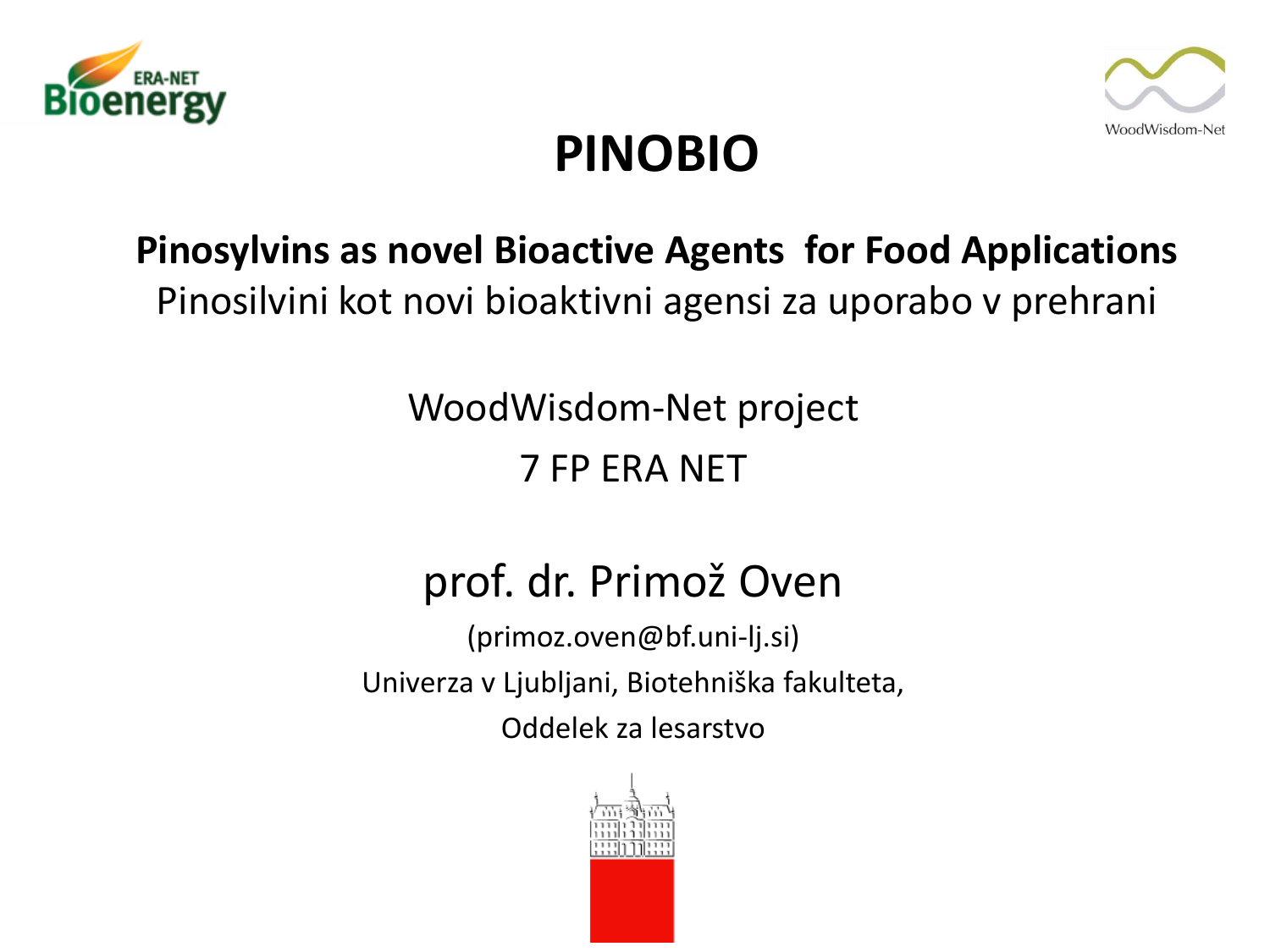# PINOBIO

**Pinosylvins as novel Bioactive Agents for Food Applications**

Pinosilvini kot novi bioaktivni agensi za uporabo v prehrani

WoodWisdom-Net project

7 FP ERA NET

prof. dr. Primož Oven

(primoz.oven@bf.uni-lj.si)

Univerza v Ljubljani, Biotehniška fakulteta,

Oddelek za lesarstvo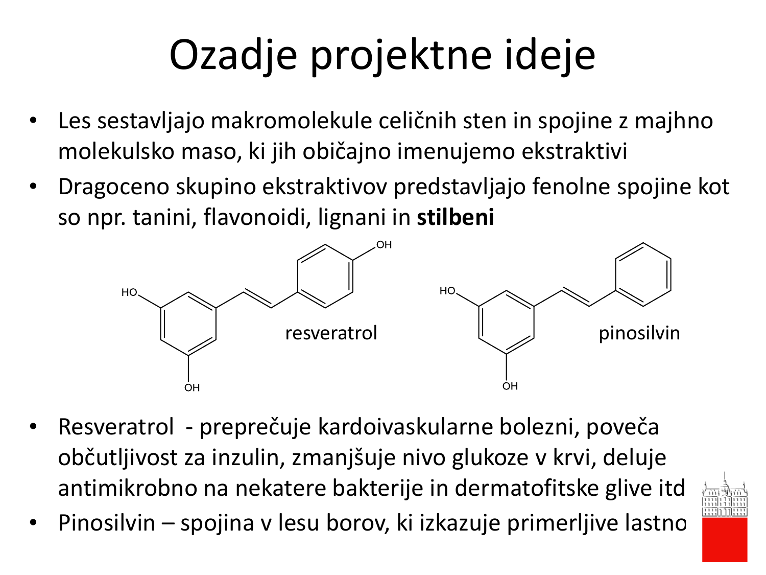# Ozadje projektne ideje

- Les sestavljajo makromolekule celičnih sten in spojine z majhno molekulsko maso, ki jih običajno imenujemo ekstraktivi
- Dragoceno skupino ekstraktivov predstavljajo fenolne spojine kot so npr. tanini, flavonoidi, lignani in **stilbeni**

resveratrol

pinosilvin

- Resveratrol - preprečuje kardoivaskularne bolezni, poveča občutljivost za inzulin, zmanjšuje nivo glukoze v krvi, deluje antimikrobno na nekatere bakterije in dermatofitske glive itd
- Pinosilvin – spojina v lesu borov, ki izkazuje primerljive lastno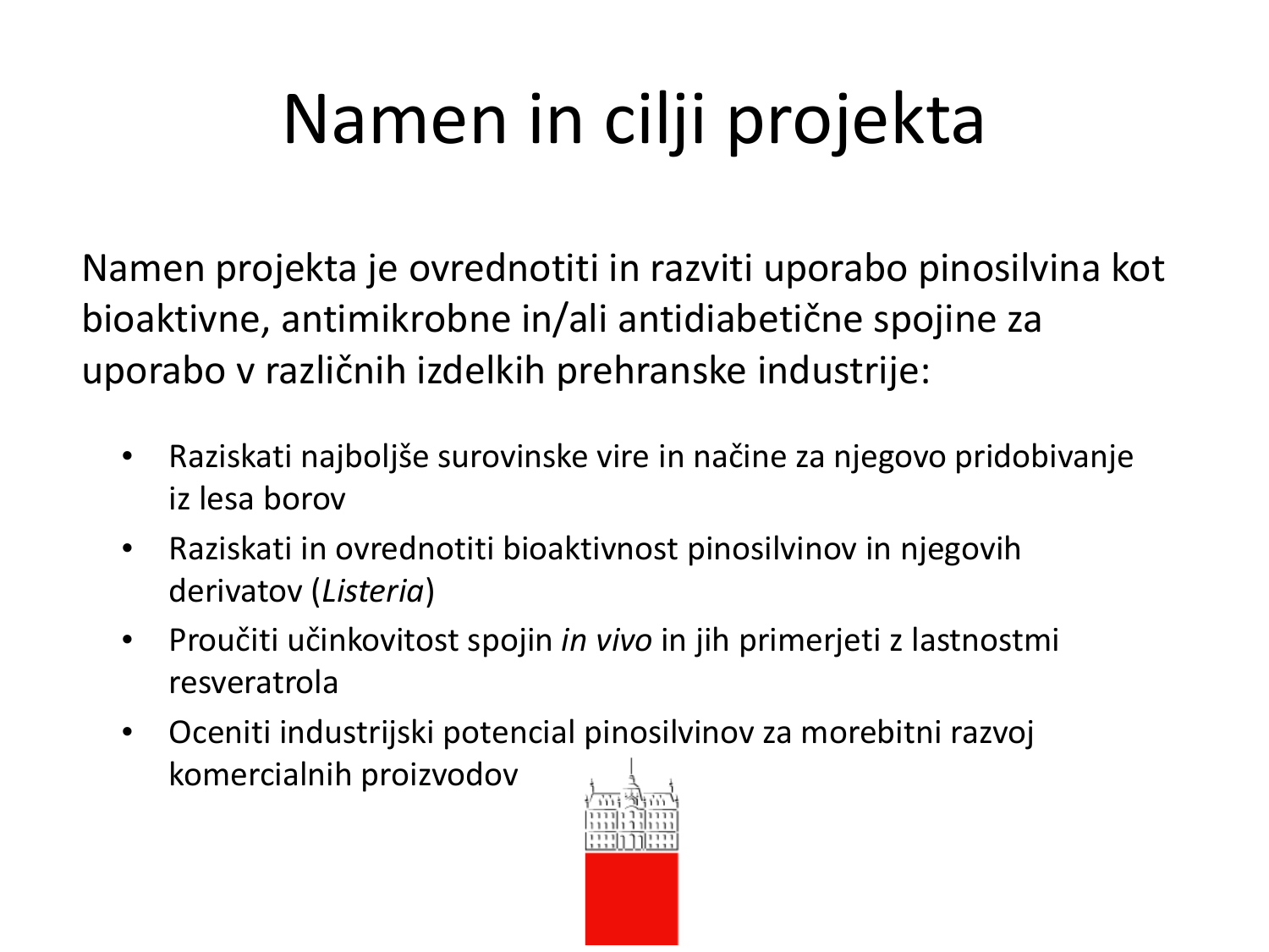# Namen in cilji projekta

Namen projekta je ovrednotiti in razviti uporabo pinosilvina kot bioaktivne, antimikrobne in/ali antidiabetične spojine za uporabo v različnih izdelkih prehranske industrije:

- Raziskati najboljše surovinske vire in načine za njegovo pridobivanje iz lesa borov
- Raziskati in ovrednotiti bioaktivnost pinosilvinov in njegovih derivatov (*Listeria*)
- Proučiti učinkovitost spojin *in vivo* in jih primerjeti z lastnostmi resveratrola
- Oceniti industrijski potencial pinosilvinov za morebitni razvoj komercialnih proizvodov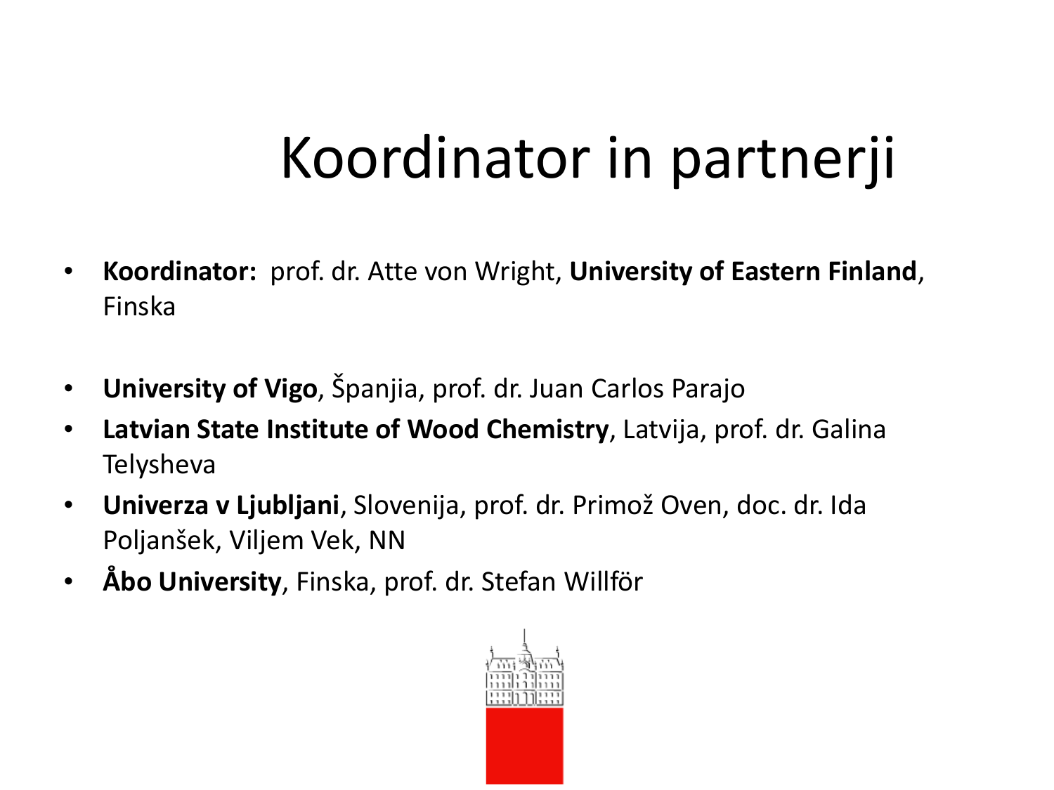# Koordinator in partnerji

- **Koordinator:** prof. dr. Atte von Wright, **University of Eastern Finland**, Finska

- **University of Vigo**, Španjia, prof. dr. Juan Carlos Parajo
- **Latvian State Institute of Wood Chemistry**, Latvija, prof. dr. Galina Telysheva
- **Univerza v Ljubljani**, Slovenija, prof. dr. Primož Oven, doc. dr. Ida Poljanšek, Viljem Vek, NN
- **Åbo University**, Finska, prof. dr. Stefan Willför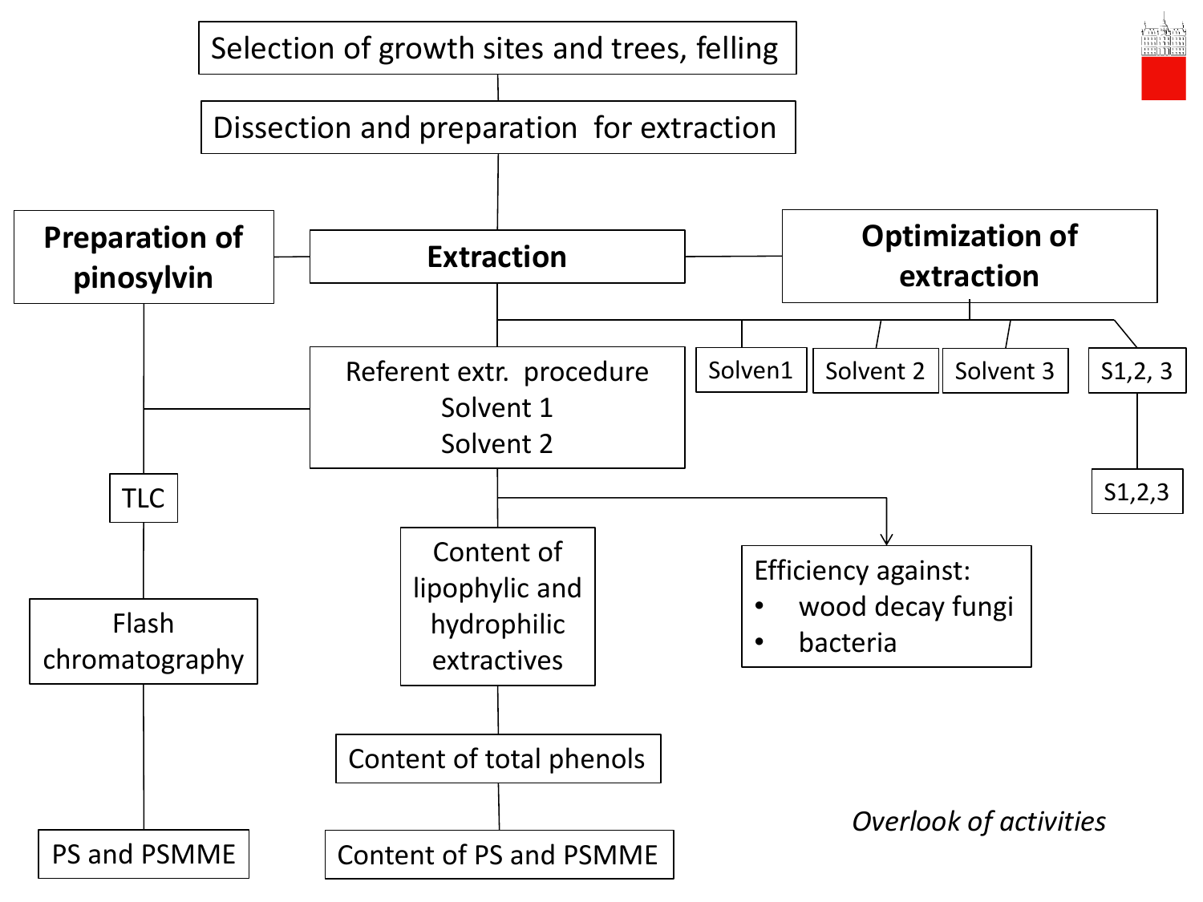Selection of growth sites and trees, felling

Dissection and preparation for extraction

**Preparation of pinosylvin**

**Extraction**

**Optimization of extraction**

Referent extr. procedure
Solvent 1
Solvent 2

Solven1

Solvent 2

Solvent 3

S1,2, 3

S1,2,3

TLC

Flash chromatography

PS and PSMME

Content of lipophylic and hydrophilic extractives

Content of total phenols

Content of PS and PSMME

Efficiency against:

- wood decay fungi
- bacteria

*Overlook of activities*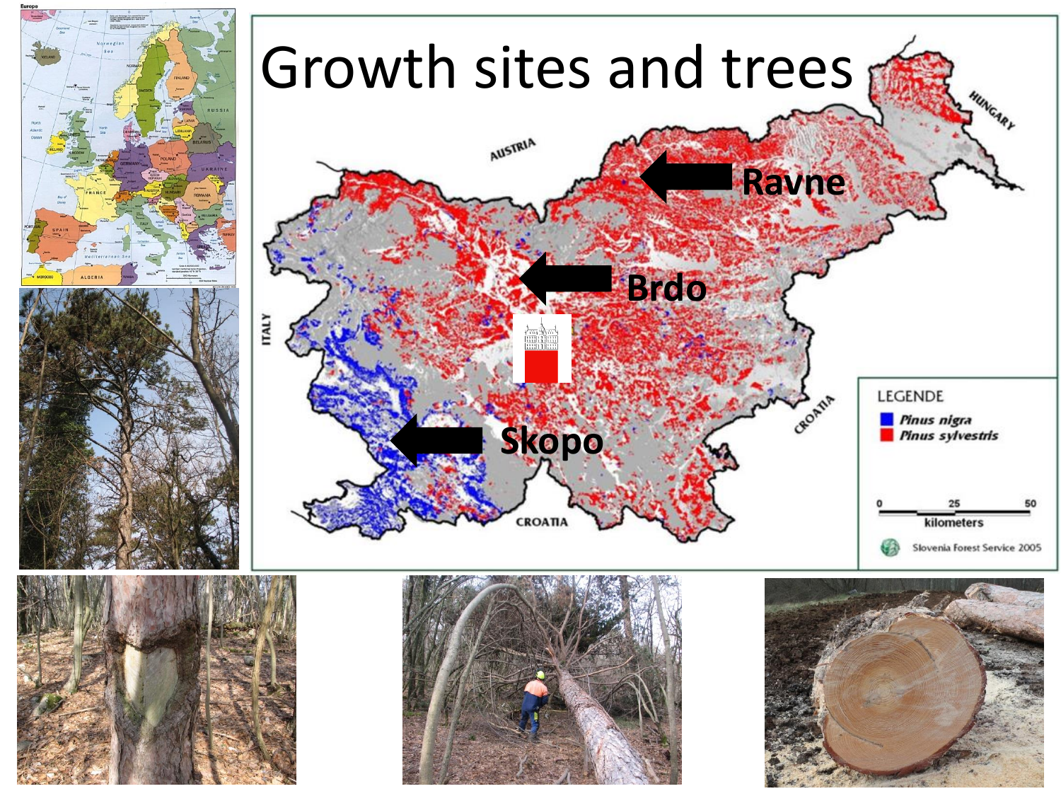# Growth sites and trees

Ravne

Brdo

Skopo

AUSTRIA

HUNGARY

ITALY

CROATIA

CROATIA

LEGENDE

*Pinus nigra*

*Pinus sylvestris*

0 25 50

kilometers

Slovenia Forest Service 2005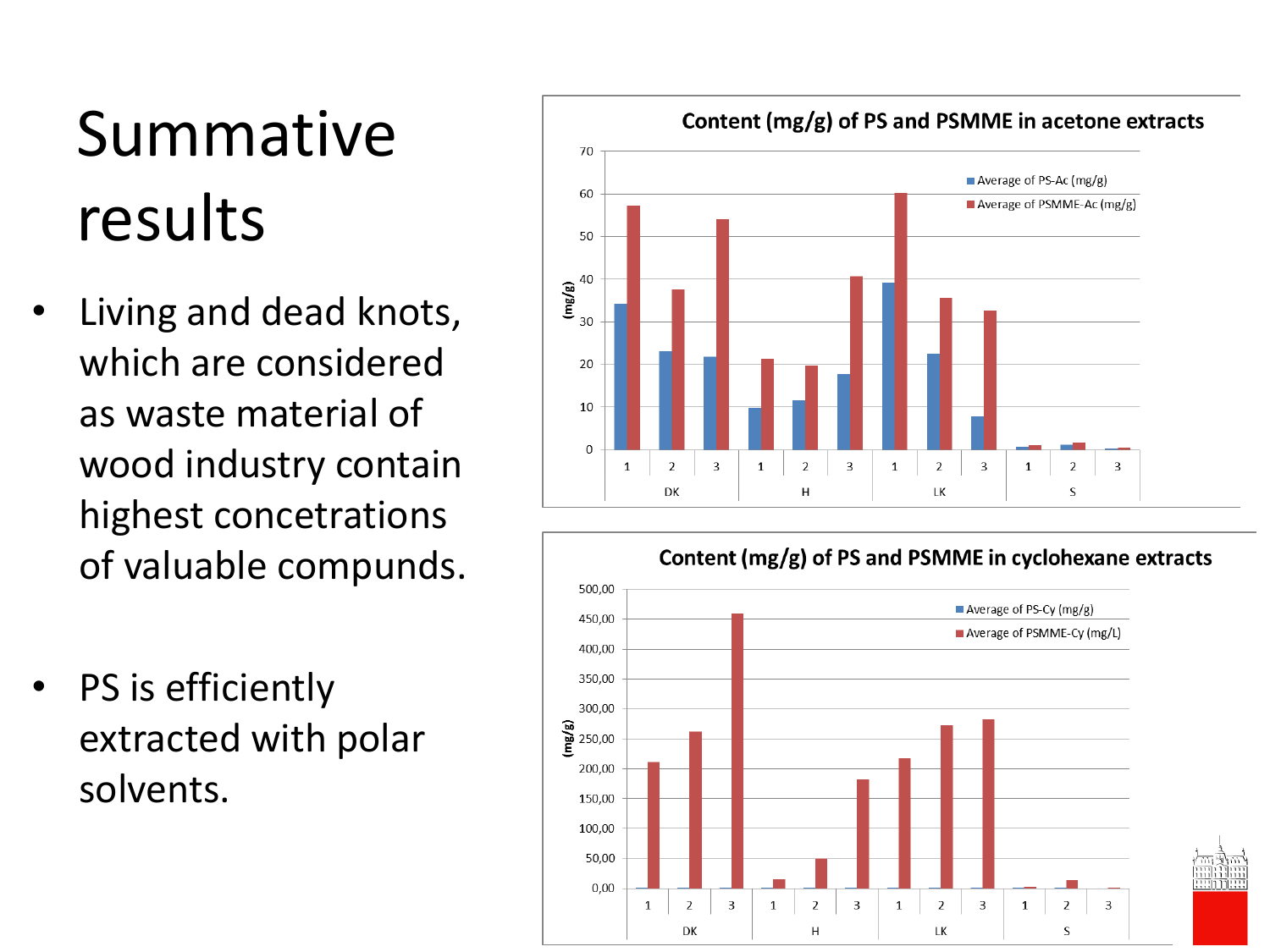# Summative results

- Living and dead knots, which are considered as waste material of wood industry contain highest concetrations of valuable compunds.
- PS is efficiently extracted with polar solvents.

**Content (mg/g) of PS and PSMME in acetone extracts**

**Content (mg/g) of PS and PSMME in cyclohexane extracts**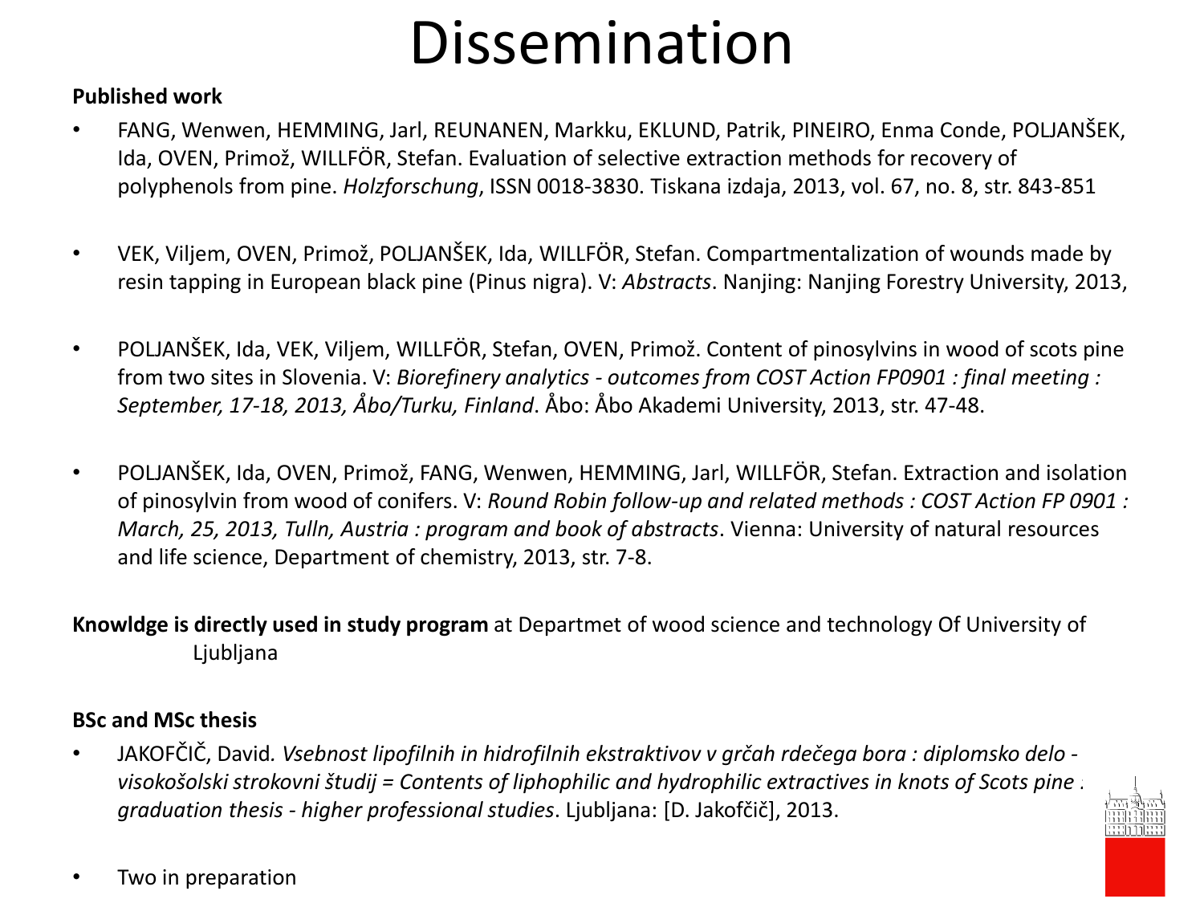# Dissemination

**Published work**

- FANG, Wenwen, HEMMING, Jarl, REUNANEN, Markku, EKLUND, Patrik, PINEIRO, Enma Conde, POLJANŠEK, Ida, OVEN, Primož, WILLFÖR, Stefan. Evaluation of selective extraction methods for recovery of polyphenols from pine. *Holzforschung*, ISSN 0018-3830. Tiskana izdaja, 2013, vol. 67, no. 8, str. 843-851

- VEK, Viljem, OVEN, Primož, POLJANŠEK, Ida, WILLFÖR, Stefan. Compartmentalization of wounds made by resin tapping in European black pine (Pinus nigra). V: *Abstracts*. Nanjing: Nanjing Forestry University, 2013,

- POLJANŠEK, Ida, VEK, Viljem, WILLFÖR, Stefan, OVEN, Primož. Content of pinosylvins in wood of scots pine from two sites in Slovenia. V: *Biorefinery analytics - outcomes from COST Action FP0901 : final meeting : September, 17-18, 2013, Åbo/Turku, Finland*. Åbo: Åbo Akademi University, 2013, str. 47-48.

- POLJANŠEK, Ida, OVEN, Primož, FANG, Wenwen, HEMMING, Jarl, WILLFÖR, Stefan. Extraction and isolation of pinosylvin from wood of conifers. V: *Round Robin follow-up and related methods : COST Action FP 0901 : March, 25, 2013, Tulln, Austria : program and book of abstracts*. Vienna: University of natural resources and life science, Department of chemistry, 2013, str. 7-8.

**Knowldge is directly used in study program** at Departmet of wood science and technology Of University of Ljubljana

**BSc and MSc thesis**

- JAKOFČIČ, David. *Vsebnost lipofilnih in hidrofilnih ekstraktivov v grčah rdečega bora : diplomsko delo - visokošolski strokovni študij = Contents of liphophilic and hydrophilic extractives in knots of Scots pine : graduation thesis - higher professional studies*. Ljubljana: [D. Jakofčič], 2013.

- Two in preparation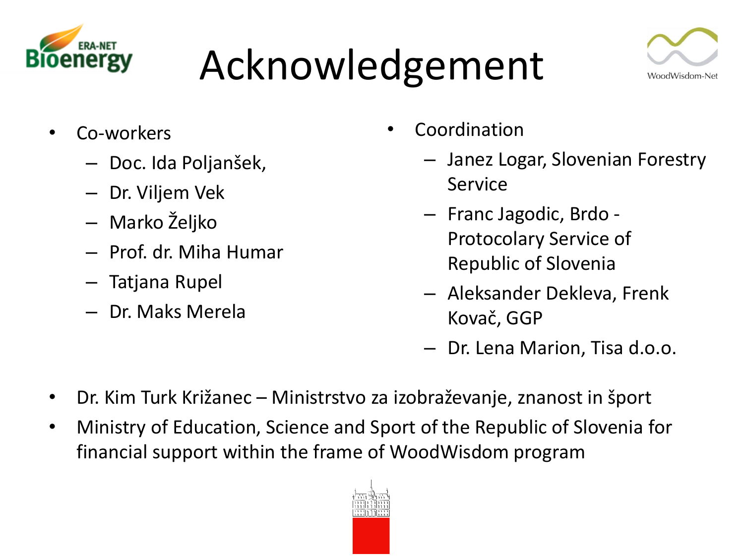# Acknowledgement

- Co-workers
  - Doc. Ida Poljanšek,
  - Dr. Viljem Vek
  - Marko Željko
  - Prof. dr. Miha Humar
  - Tatjana Rupel
  - Dr. Maks Merela
- Coordination
  - Janez Logar, Slovenian Forestry Service
  - Franc Jagodic, Brdo - Protocolary Service of Republic of Slovenia
  - Aleksander Dekleva, Frenk Kovač, GGP
  - Dr. Lena Marion, Tisa d.o.o.

- Dr. Kim Turk Križanec – Ministrstvo za izobraževanje, znanost in šport
- Ministry of Education, Science and Sport of the Republic of Slovenia for financial support within the frame of WoodWisdom program